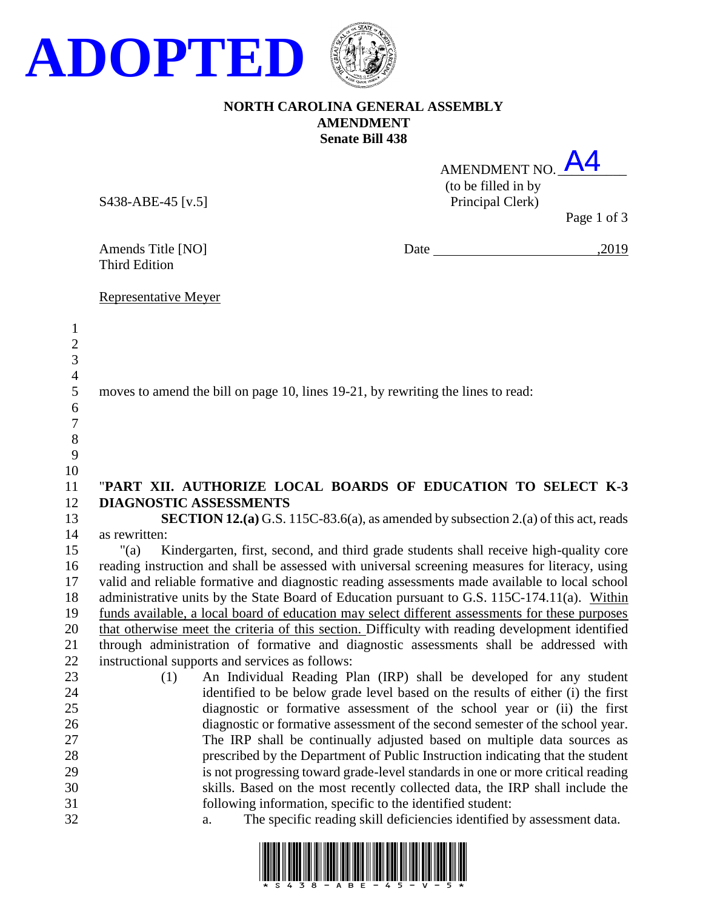**ADOPTED**

**NORTH CAROLINA GENERAL ASSEMBLY**
**AMENDMENT**
**Senate Bill 438**

AMENDMENT NO. A4
(to be filled in by Principal Clerk)

S438-ABE-45 [v.5]

Amends Title [NO]
Third Edition

Date ______________________,2019

Representative Meyer

moves to amend the bill on page 10, lines 19-21, by rewriting the lines to read:

"**PART XII. AUTHORIZE LOCAL BOARDS OF EDUCATION TO SELECT K-3 DIAGNOSTIC ASSESSMENTS**

**SECTION 12.(a)** G.S. 115C-83.6(a), as amended by subsection 2.(a) of this act, reads as rewritten:

"(a) Kindergarten, first, second, and third grade students shall receive high-quality core reading instruction and shall be assessed with universal screening measures for literacy, using valid and reliable formative and diagnostic reading assessments made available to local school administrative units by the State Board of Education pursuant to G.S. 115C-174.11(a). <u>Within funds available, a local board of education may select different assessments for these purposes that otherwise meet the criteria of this section.</u> Difficulty with reading development identified through administration of formative and diagnostic assessments shall be addressed with instructional supports and services as follows:

(1) An Individual Reading Plan (IRP) shall be developed for any student identified to be below grade level based on the results of either (i) the first diagnostic or formative assessment of the school year or (ii) the first diagnostic or formative assessment of the second semester of the school year. The IRP shall be continually adjusted based on multiple data sources as prescribed by the Department of Public Instruction indicating that the student is not progressing toward grade-level standards in one or more critical reading skills. Based on the most recently collected data, the IRP shall include the following information, specific to the identified student:

a. The specific reading skill deficiencies identified by assessment data.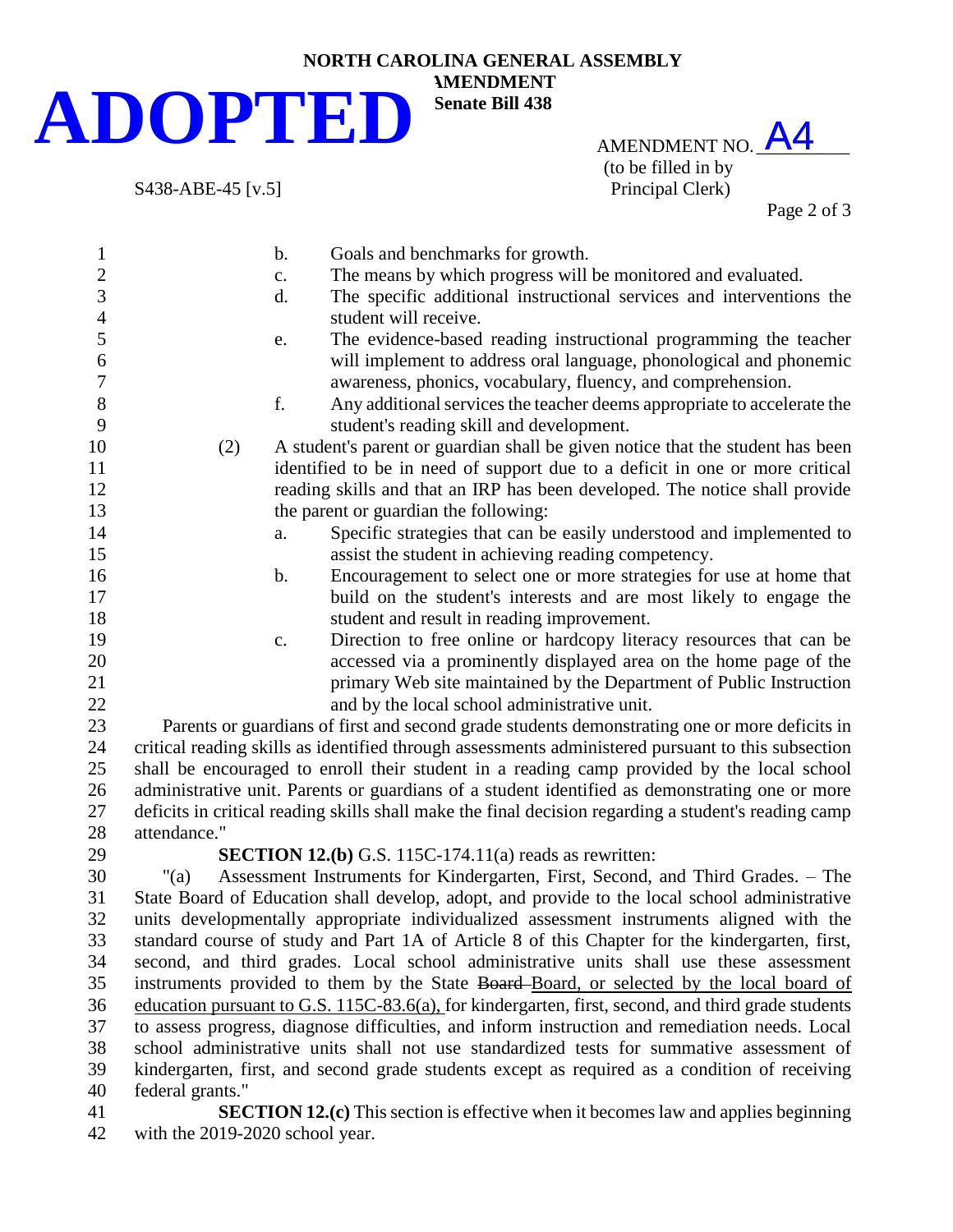b. Goals and benchmarks for growth.

c. The means by which progress will be monitored and evaluated.

d. The specific additional instructional services and interventions the student will receive.

e. The evidence-based reading instructional programming the teacher will implement to address oral language, phonological and phonemic awareness, phonics, vocabulary, fluency, and comprehension.

f. Any additional services the teacher deems appropriate to accelerate the student's reading skill and development.

(2) A student's parent or guardian shall be given notice that the student has been identified to be in need of support due to a deficit in one or more critical reading skills and that an IRP has been developed. The notice shall provide the parent or guardian the following:

a. Specific strategies that can be easily understood and implemented to assist the student in achieving reading competency.

b. Encouragement to select one or more strategies for use at home that build on the student's interests and are most likely to engage the student and result in reading improvement.

c. Direction to free online or hardcopy literacy resources that can be accessed via a prominently displayed area on the home page of the primary Web site maintained by the Department of Public Instruction and by the local school administrative unit.

Parents or guardians of first and second grade students demonstrating one or more deficits in critical reading skills as identified through assessments administered pursuant to this subsection shall be encouraged to enroll their student in a reading camp provided by the local school administrative unit. Parents or guardians of a student identified as demonstrating one or more deficits in critical reading skills shall make the final decision regarding a student's reading camp attendance."

**SECTION 12.(b)** G.S. 115C-174.11(a) reads as rewritten:

"(a) Assessment Instruments for Kindergarten, First, Second, and Third Grades. – The State Board of Education shall develop, adopt, and provide to the local school administrative units developmentally appropriate individualized assessment instruments aligned with the standard course of study and Part 1A of Article 8 of this Chapter for the kindergarten, first, second, and third grades. Local school administrative units shall use these assessment instruments provided to them by the State ~~Board~~ Board, or selected by the local board of education pursuant to G.S. 115C-83.6(a), for kindergarten, first, second, and third grade students to assess progress, diagnose difficulties, and inform instruction and remediation needs. Local school administrative units shall not use standardized tests for summative assessment of kindergarten, first, and second grade students except as required as a condition of receiving federal grants."

**SECTION 12.(c)** This section is effective when it becomes law and applies beginning with the 2019-2020 school year.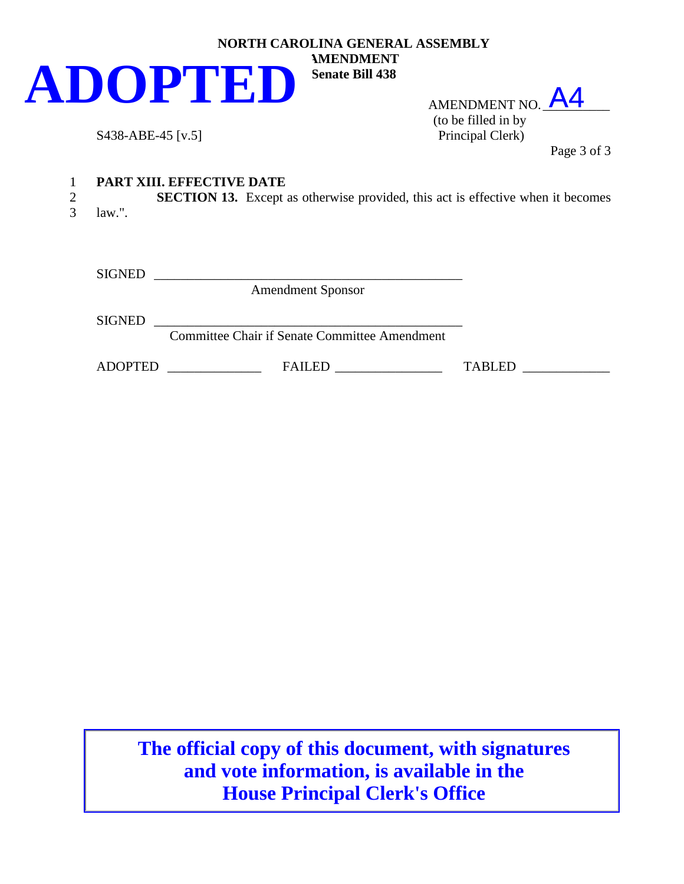NORTH CAROLINA GENERAL ASSEMBLY
AMENDMENT
Senate Bill 438

**ADOPTED**

AMENDMENT NO. A4
(to be filled in by Principal Clerk)

S438-ABE-45 [v.5]

1 **PART XIII. EFFECTIVE DATE**
2 **SECTION 13.** Except as otherwise provided, this act is effective when it becomes
3 law.".

SIGNED ______________________________________________
Amendment Sponsor

SIGNED ______________________________________________
Committee Chair if Senate Committee Amendment

ADOPTED ______________ FAILED ________________ TABLED _____________

**The official copy of this document, with signatures and vote information, is available in the House Principal Clerk's Office**